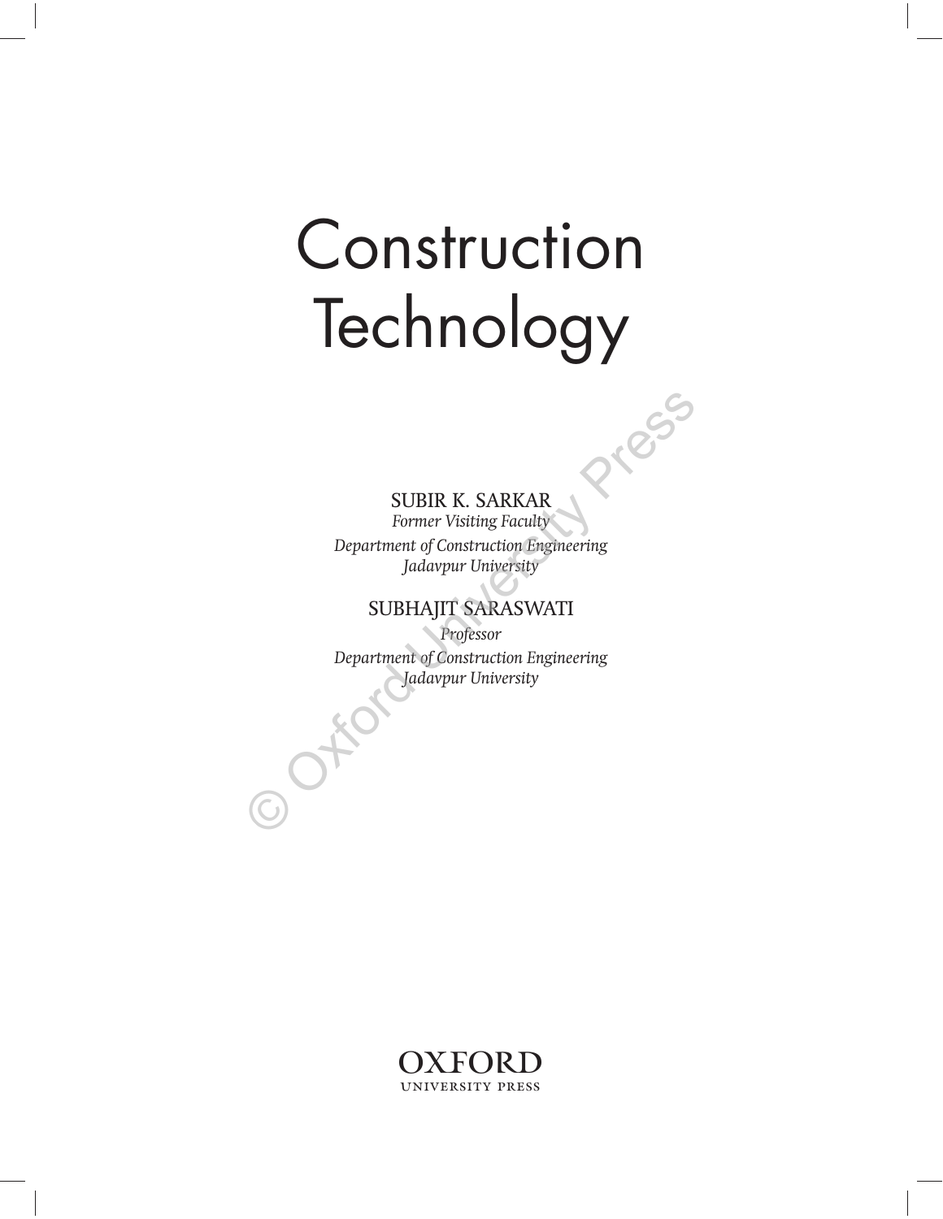# Construction Technology

SUBIR K. SARKAR
*Former Visiting Faculty*
*Department of Construction Engineering*
*Jadavpur University*

SUBHAJIT SARASWATI
*Professor*
*Department of Construction Engineering*
*Jadavpur University*

OXFORD
UNIVERSITY PRESS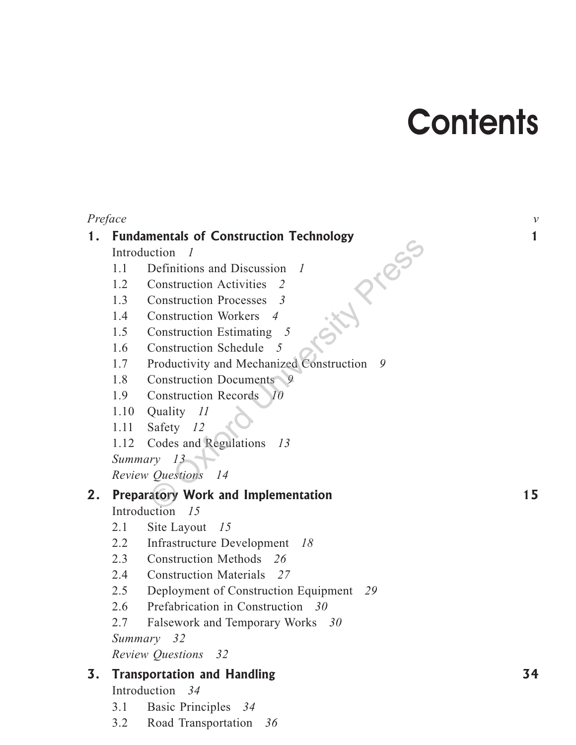# Contents

*Preface* v

**1. Fundamentals of Construction Technology** **1**

Introduction *1*

1.1 Definitions and Discussion *1*

1.2 Construction Activities *2*

1.3 Construction Processes *3*

1.4 Construction Workers *4*

1.5 Construction Estimating *5*

1.6 Construction Schedule *5*

1.7 Productivity and Mechanized Construction *9*

1.8 Construction Documents *9*

1.9 Construction Records *10*

1.10 Quality *11*

1.11 Safety *12*

1.12 Codes and Regulations *13*

*Summary 13*

*Review Questions 14*

**2. Preparatory Work and Implementation** **15**

Introduction *15*

2.1 Site Layout *15*

2.2 Infrastructure Development *18*

2.3 Construction Methods *26*

2.4 Construction Materials *27*

2.5 Deployment of Construction Equipment *29*

2.6 Prefabrication in Construction *30*

2.7 Falsework and Temporary Works *30*

*Summary 32*

*Review Questions 32*

**3. Transportation and Handling** **34**

Introduction *34*

3.1 Basic Principles *34*

3.2 Road Transportation *36*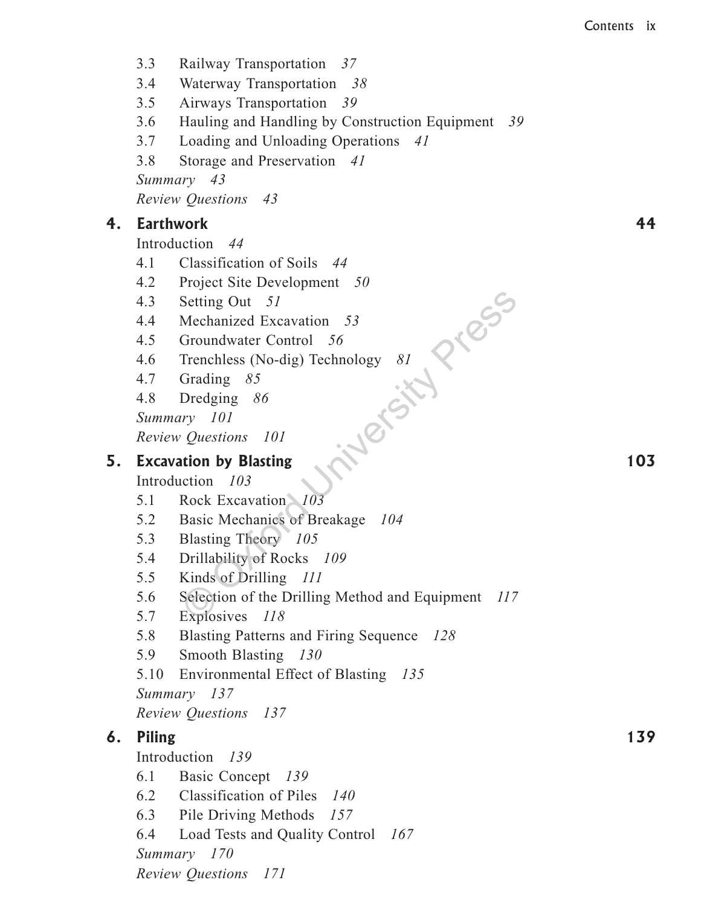3.3 Railway Transportation *37*
3.4 Waterway Transportation *38*
3.5 Airways Transportation *39*
3.6 Hauling and Handling by Construction Equipment *39*
3.7 Loading and Unloading Operations *41*
3.8 Storage and Preservation *41*
*Summary 43*
*Review Questions 43*

**4. Earthwork** **44**

Introduction *44*
4.1 Classification of Soils *44*
4.2 Project Site Development *50*
4.3 Setting Out *51*
4.4 Mechanized Excavation *53*
4.5 Groundwater Control *56*
4.6 Trenchless (No-dig) Technology *81*
4.7 Grading *85*
4.8 Dredging *86*
*Summary 101*
*Review Questions 101*

**5. Excavation by Blasting** **103**

Introduction *103*
5.1 Rock Excavation *103*
5.2 Basic Mechanics of Breakage *104*
5.3 Blasting Theory *105*
5.4 Drillability of Rocks *109*
5.5 Kinds of Drilling *111*
5.6 Selection of the Drilling Method and Equipment *117*
5.7 Explosives *118*
5.8 Blasting Patterns and Firing Sequence *128*
5.9 Smooth Blasting *130*
5.10 Environmental Effect of Blasting *135*
*Summary 137*
*Review Questions 137*

**6. Piling** **139**

Introduction *139*
6.1 Basic Concept *139*
6.2 Classification of Piles *140*
6.3 Pile Driving Methods *157*
6.4 Load Tests and Quality Control *167*
*Summary 170*
*Review Questions 171*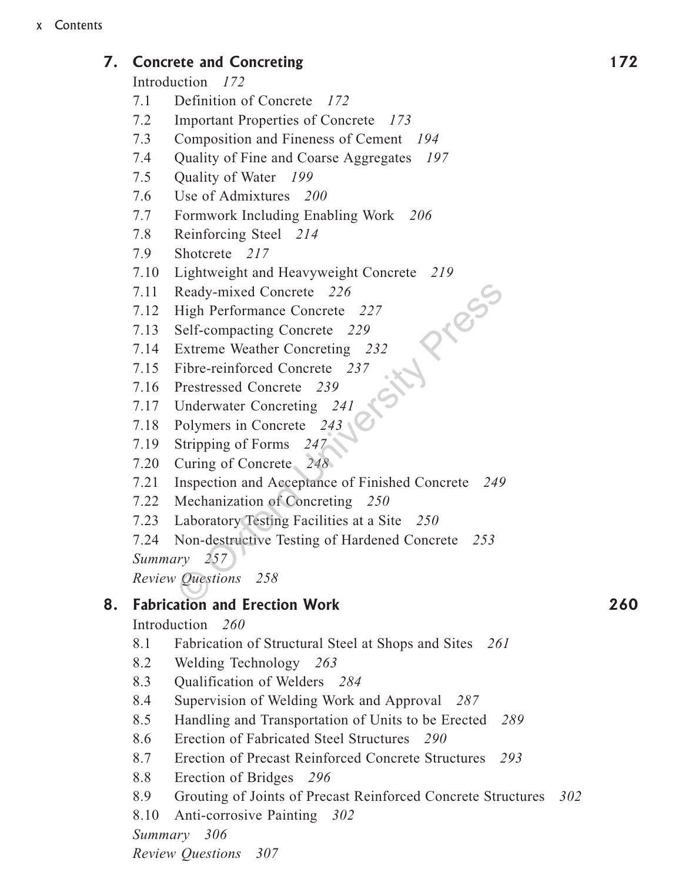## 7. Concrete and Concreting 172

Introduction *172*

- 7.1 Definition of Concrete *172*
- 7.2 Important Properties of Concrete *173*
- 7.3 Composition and Fineness of Cement *194*
- 7.4 Quality of Fine and Coarse Aggregates *197*
- 7.5 Quality of Water *199*
- 7.6 Use of Admixtures *200*
- 7.7 Formwork Including Enabling Work *206*
- 7.8 Reinforcing Steel *214*
- 7.9 Shotcrete *217*
- 7.10 Lightweight and Heavyweight Concrete *219*
- 7.11 Ready-mixed Concrete *226*
- 7.12 High Performance Concrete *227*
- 7.13 Self-compacting Concrete *229*
- 7.14 Extreme Weather Concreting *232*
- 7.15 Fibre-reinforced Concrete *237*
- 7.16 Prestressed Concrete *239*
- 7.17 Underwater Concreting *241*
- 7.18 Polymers in Concrete *243*
- 7.19 Stripping of Forms *247*
- 7.20 Curing of Concrete *248*
- 7.21 Inspection and Acceptance of Finished Concrete *249*
- 7.22 Mechanization of Concreting *250*
- 7.23 Laboratory Testing Facilities at a Site *250*
- 7.24 Non-destructive Testing of Hardened Concrete *253*

*Summary 257*

*Review Questions 258*

## 8. Fabrication and Erection Work 260

Introduction *260*

- 8.1 Fabrication of Structural Steel at Shops and Sites *261*
- 8.2 Welding Technology *263*
- 8.3 Qualification of Welders *284*
- 8.4 Supervision of Welding Work and Approval *287*
- 8.5 Handling and Transportation of Units to be Erected *289*
- 8.6 Erection of Fabricated Steel Structures *290*
- 8.7 Erection of Precast Reinforced Concrete Structures *293*
- 8.8 Erection of Bridges *296*
- 8.9 Grouting of Joints of Precast Reinforced Concrete Structures *302*
- 8.10 Anti-corrosive Painting *302*

*Summary 306*

*Review Questions 307*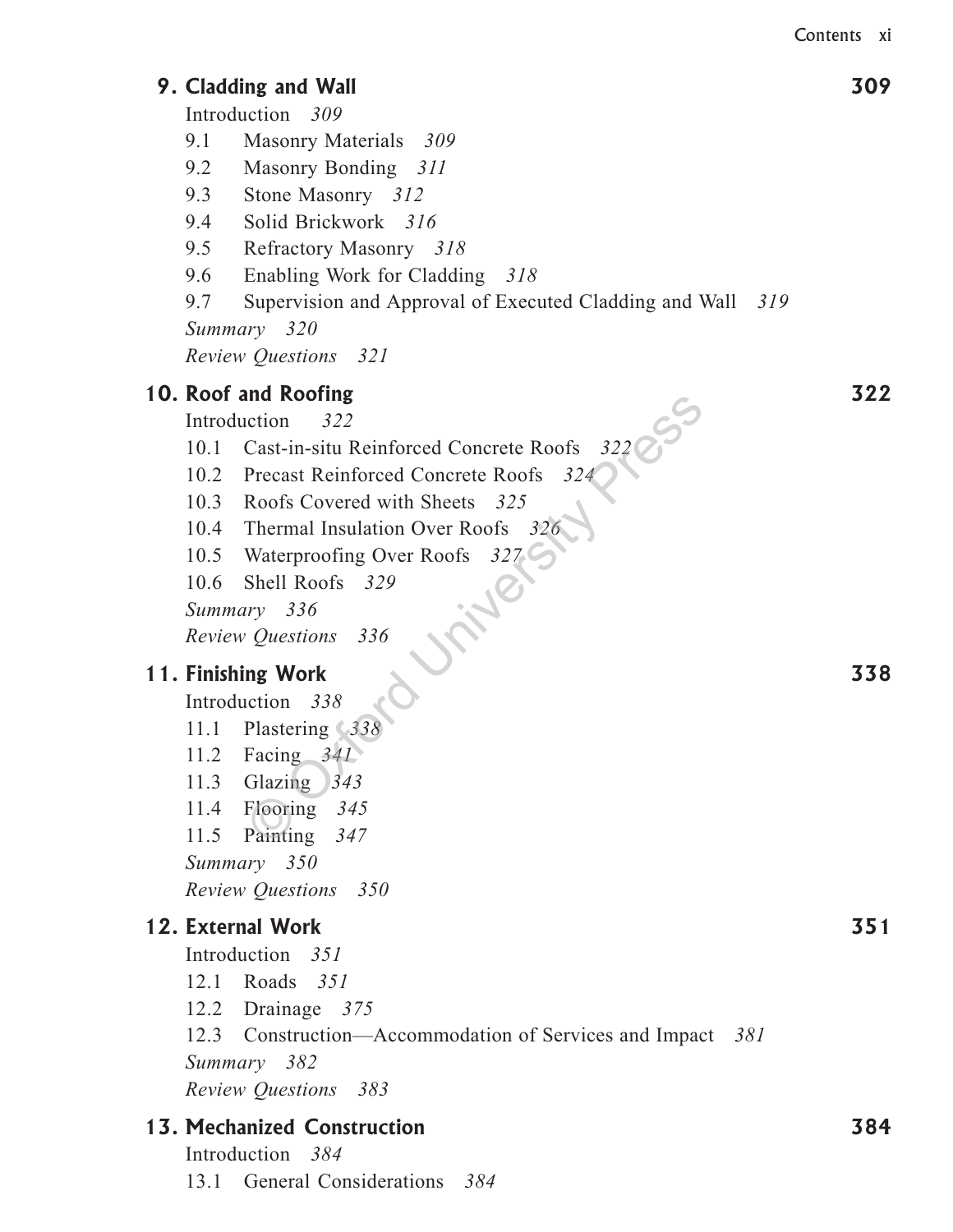**9. Cladding and Wall** **309**

Introduction *309*

9.1 Masonry Materials *309*

9.2 Masonry Bonding *311*

9.3 Stone Masonry *312*

9.4 Solid Brickwork *316*

9.5 Refractory Masonry *318*

9.6 Enabling Work for Cladding *318*

9.7 Supervision and Approval of Executed Cladding and Wall *319*

*Summary 320*

*Review Questions 321*

**10. Roof and Roofing** **322**

Introduction *322*

10.1 Cast-in-situ Reinforced Concrete Roofs *322*

10.2 Precast Reinforced Concrete Roofs *324*

10.3 Roofs Covered with Sheets *325*

10.4 Thermal Insulation Over Roofs *326*

10.5 Waterproofing Over Roofs *327*

10.6 Shell Roofs *329*

*Summary 336*

*Review Questions 336*

**11. Finishing Work** **338**

Introduction *338*

11.1 Plastering *338*

11.2 Facing *341*

11.3 Glazing *343*

11.4 Flooring *345*

11.5 Painting *347*

*Summary 350*

*Review Questions 350*

**12. External Work** **351**

Introduction *351*

12.1 Roads *351*

12.2 Drainage *375*

12.3 Construction—Accommodation of Services and Impact *381*

*Summary 382*

*Review Questions 383*

**13. Mechanized Construction** **384**

Introduction *384*

13.1 General Considerations *384*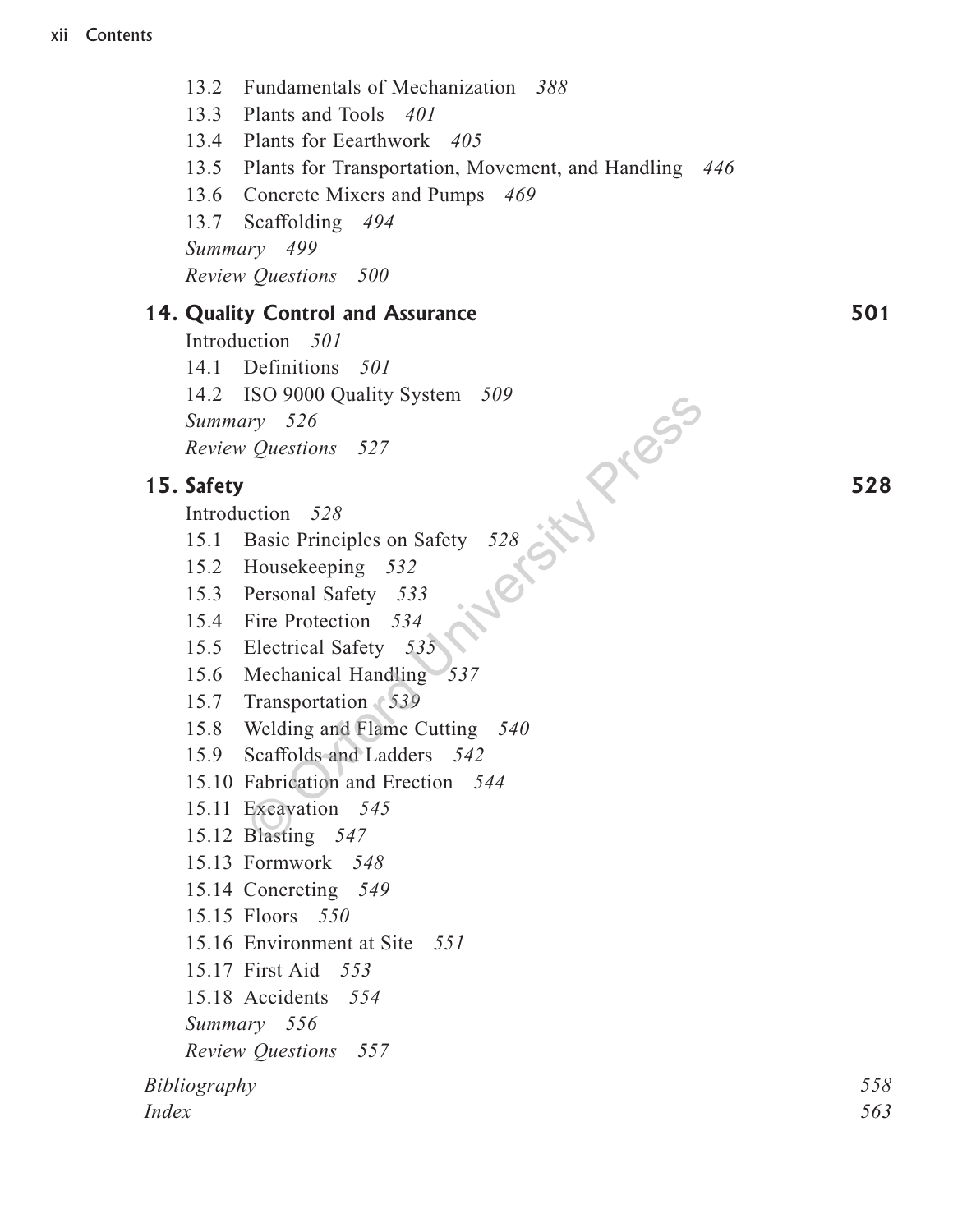13.2 Fundamentals of Mechanization *388*
13.3 Plants and Tools *401*
13.4 Plants for Eearthwork *405*
13.5 Plants for Transportation, Movement, and Handling *446*
13.6 Concrete Mixers and Pumps *469*
13.7 Scaffolding *494*
*Summary 499*
*Review Questions 500*

**14. Quality Control and Assurance** **501**

Introduction *501*
14.1 Definitions *501*
14.2 ISO 9000 Quality System *509*
*Summary 526*
*Review Questions 527*

**15. Safety** **528**

Introduction *528*
15.1 Basic Principles on Safety *528*
15.2 Housekeeping *532*
15.3 Personal Safety *533*
15.4 Fire Protection *534*
15.5 Electrical Safety *535*
15.6 Mechanical Handling *537*
15.7 Transportation *539*
15.8 Welding and Flame Cutting *540*
15.9 Scaffolds and Ladders *542*
15.10 Fabrication and Erection *544*
15.11 Excavation *545*
15.12 Blasting *547*
15.13 Formwork *548*
15.14 Concreting *549*
15.15 Floors *550*
15.16 Environment at Site *551*
15.17 First Aid *553*
15.18 Accidents *554*
*Summary 556*
*Review Questions 557*

*Bibliography* 558
*Index* 563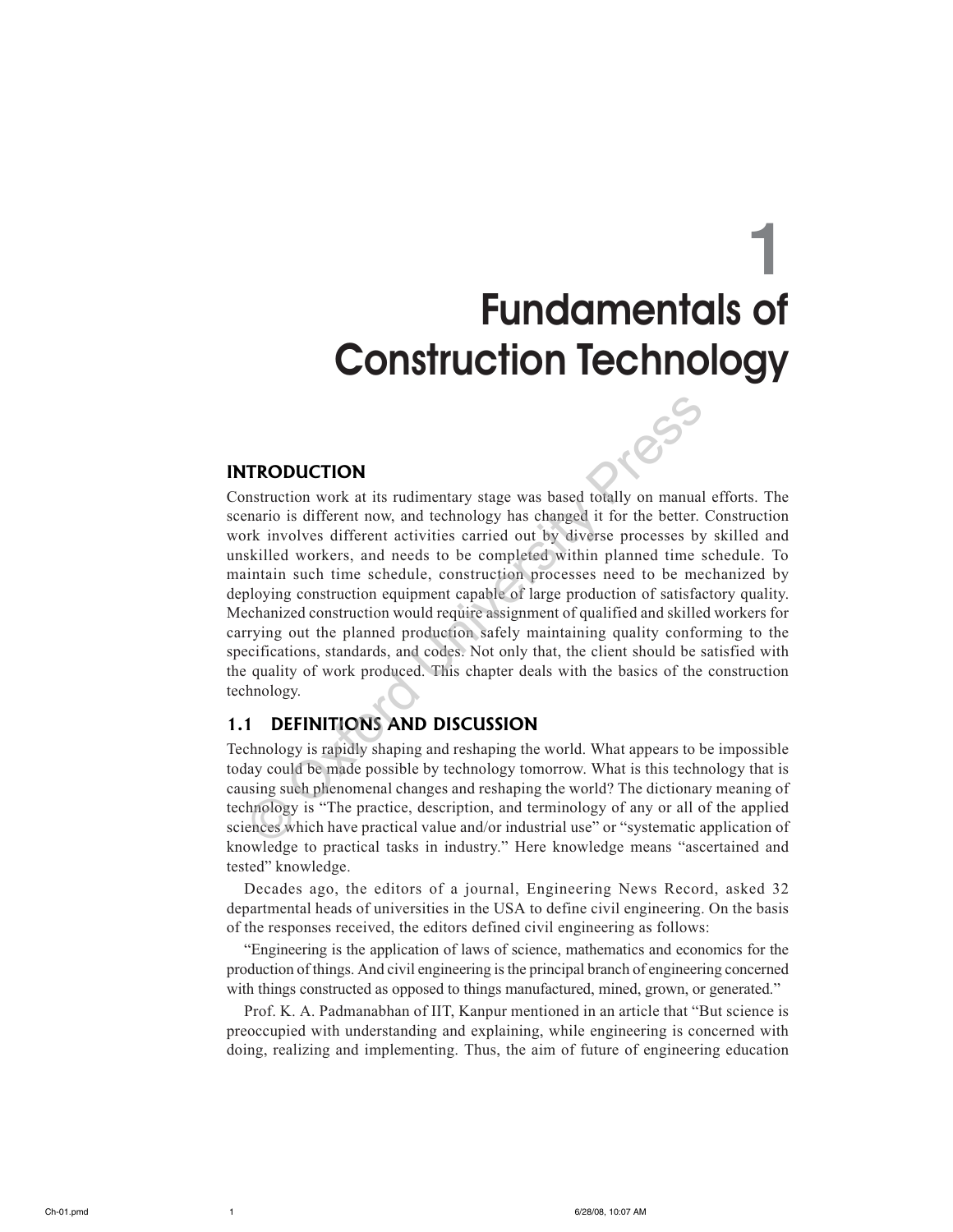# 1 Fundamentals of Construction Technology

## INTRODUCTION

Construction work at its rudimentary stage was based totally on manual efforts. The scenario is different now, and technology has changed it for the better. Construction work involves different activities carried out by diverse processes by skilled and unskilled workers, and needs to be completed within planned time schedule. To maintain such time schedule, construction processes need to be mechanized by deploying construction equipment capable of large production of satisfactory quality. Mechanized construction would require assignment of qualified and skilled workers for carrying out the planned production safely maintaining quality conforming to the specifications, standards, and codes. Not only that, the client should be satisfied with the quality of work produced. This chapter deals with the basics of the construction technology.

## 1.1 DEFINITIONS AND DISCUSSION

Technology is rapidly shaping and reshaping the world. What appears to be impossible today could be made possible by technology tomorrow. What is this technology that is causing such phenomenal changes and reshaping the world? The dictionary meaning of technology is "The practice, description, and terminology of any or all of the applied sciences which have practical value and/or industrial use" or "systematic application of knowledge to practical tasks in industry." Here knowledge means "ascertained and tested" knowledge.

Decades ago, the editors of a journal, Engineering News Record, asked 32 departmental heads of universities in the USA to define civil engineering. On the basis of the responses received, the editors defined civil engineering as follows:

"Engineering is the application of laws of science, mathematics and economics for the production of things. And civil engineering is the principal branch of engineering concerned with things constructed as opposed to things manufactured, mined, grown, or generated."

Prof. K. A. Padmanabhan of IIT, Kanpur mentioned in an article that "But science is preoccupied with understanding and explaining, while engineering is concerned with doing, realizing and implementing. Thus, the aim of future of engineering education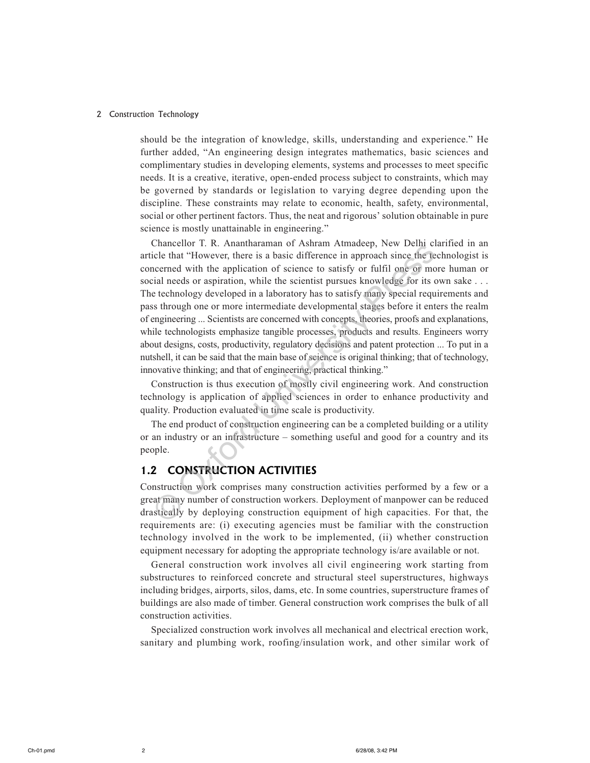should be the integration of knowledge, skills, understanding and experience." He further added, "An engineering design integrates mathematics, basic sciences and complimentary studies in developing elements, systems and processes to meet specific needs. It is a creative, iterative, open-ended process subject to constraints, which may be governed by standards or legislation to varying degree depending upon the discipline. These constraints may relate to economic, health, safety, environmental, social or other pertinent factors. Thus, the neat and rigorous' solution obtainable in pure science is mostly unattainable in engineering."

Chancellor T. R. Anantharaman of Ashram Atmadeep, New Delhi clarified in an article that "However, there is a basic difference in approach since the technologist is concerned with the application of science to satisfy or fulfil one or more human or social needs or aspiration, while the scientist pursues knowledge for its own sake . . . The technology developed in a laboratory has to satisfy many special requirements and pass through one or more intermediate developmental stages before it enters the realm of engineering ... Scientists are concerned with concepts, theories, proofs and explanations, while technologists emphasize tangible processes, products and results. Engineers worry about designs, costs, productivity, regulatory decisions and patent protection ... To put in a nutshell, it can be said that the main base of science is original thinking; that of technology, innovative thinking; and that of engineering, practical thinking."

Construction is thus execution of mostly civil engineering work. And construction technology is application of applied sciences in order to enhance productivity and quality. Production evaluated in time scale is productivity.

The end product of construction engineering can be a completed building or a utility or an industry or an infrastructure – something useful and good for a country and its people.

## 1.2 CONSTRUCTION ACTIVITIES

Construction work comprises many construction activities performed by a few or a great many number of construction workers. Deployment of manpower can be reduced drastically by deploying construction equipment of high capacities. For that, the requirements are: (i) executing agencies must be familiar with the construction technology involved in the work to be implemented, (ii) whether construction equipment necessary for adopting the appropriate technology is/are available or not.

General construction work involves all civil engineering work starting from substructures to reinforced concrete and structural steel superstructures, highways including bridges, airports, silos, dams, etc. In some countries, superstructure frames of buildings are also made of timber. General construction work comprises the bulk of all construction activities.

Specialized construction work involves all mechanical and electrical erection work, sanitary and plumbing work, roofing/insulation work, and other similar work of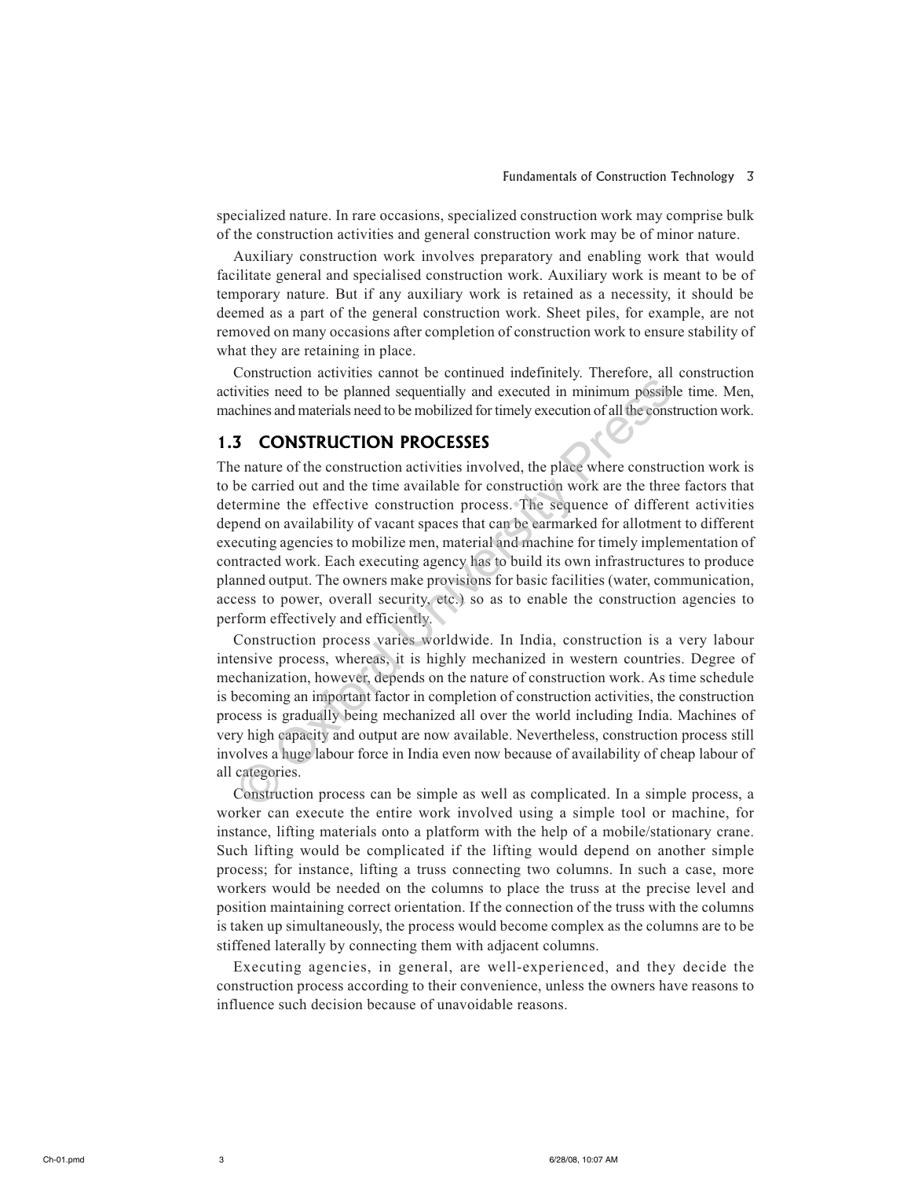specialized nature. In rare occasions, specialized construction work may comprise bulk of the construction activities and general construction work may be of minor nature.

Auxiliary construction work involves preparatory and enabling work that would facilitate general and specialised construction work. Auxiliary work is meant to be of temporary nature. But if any auxiliary work is retained as a necessity, it should be deemed as a part of the general construction work. Sheet piles, for example, are not removed on many occasions after completion of construction work to ensure stability of what they are retaining in place.

Construction activities cannot be continued indefinitely. Therefore, all construction activities need to be planned sequentially and executed in minimum possible time. Men, machines and materials need to be mobilized for timely execution of all the construction work.

## 1.3 CONSTRUCTION PROCESSES

The nature of the construction activities involved, the place where construction work is to be carried out and the time available for construction work are the three factors that determine the effective construction process. The sequence of different activities depend on availability of vacant spaces that can be earmarked for allotment to different executing agencies to mobilize men, material and machine for timely implementation of contracted work. Each executing agency has to build its own infrastructures to produce planned output. The owners make provisions for basic facilities (water, communication, access to power, overall security, etc.) so as to enable the construction agencies to perform effectively and efficiently.

Construction process varies worldwide. In India, construction is a very labour intensive process, whereas, it is highly mechanized in western countries. Degree of mechanization, however, depends on the nature of construction work. As time schedule is becoming an important factor in completion of construction activities, the construction process is gradually being mechanized all over the world including India. Machines of very high capacity and output are now available. Nevertheless, construction process still involves a huge labour force in India even now because of availability of cheap labour of all categories.

Construction process can be simple as well as complicated. In a simple process, a worker can execute the entire work involved using a simple tool or machine, for instance, lifting materials onto a platform with the help of a mobile/stationary crane. Such lifting would be complicated if the lifting would depend on another simple process; for instance, lifting a truss connecting two columns. In such a case, more workers would be needed on the columns to place the truss at the precise level and position maintaining correct orientation. If the connection of the truss with the columns is taken up simultaneously, the process would become complex as the columns are to be stiffened laterally by connecting them with adjacent columns.

Executing agencies, in general, are well-experienced, and they decide the construction process according to their convenience, unless the owners have reasons to influence such decision because of unavoidable reasons.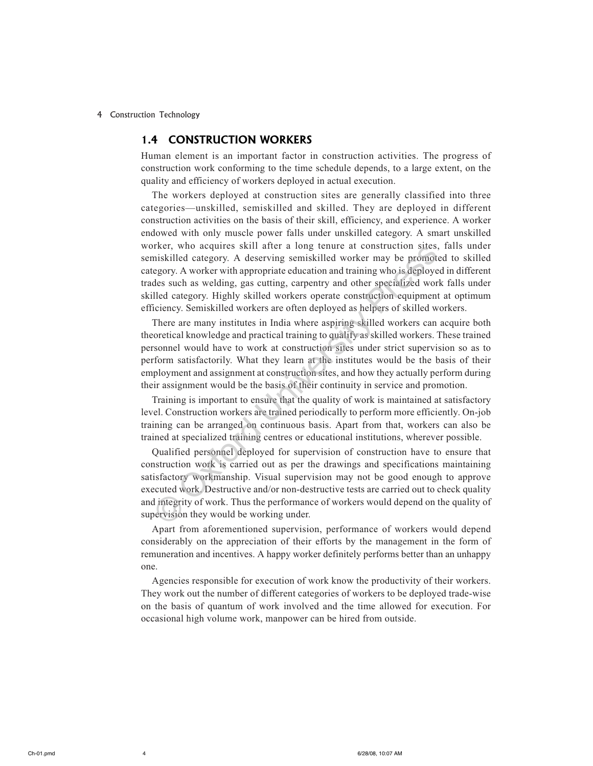## 1.4 CONSTRUCTION WORKERS

Human element is an important factor in construction activities. The progress of construction work conforming to the time schedule depends, to a large extent, on the quality and efficiency of workers deployed in actual execution.

The workers deployed at construction sites are generally classified into three categories—unskilled, semiskilled and skilled. They are deployed in different construction activities on the basis of their skill, efficiency, and experience. A worker endowed with only muscle power falls under unskilled category. A smart unskilled worker, who acquires skill after a long tenure at construction sites, falls under semiskilled category. A deserving semiskilled worker may be promoted to skilled category. A worker with appropriate education and training who is deployed in different trades such as welding, gas cutting, carpentry and other specialized work falls under skilled category. Highly skilled workers operate construction equipment at optimum efficiency. Semiskilled workers are often deployed as helpers of skilled workers.

There are many institutes in India where aspiring skilled workers can acquire both theoretical knowledge and practical training to qualify as skilled workers. These trained personnel would have to work at construction sites under strict supervision so as to perform satisfactorily. What they learn at the institutes would be the basis of their employment and assignment at construction sites, and how they actually perform during their assignment would be the basis of their continuity in service and promotion.

Training is important to ensure that the quality of work is maintained at satisfactory level. Construction workers are trained periodically to perform more efficiently. On-job training can be arranged on continuous basis. Apart from that, workers can also be trained at specialized training centres or educational institutions, wherever possible.

Qualified personnel deployed for supervision of construction have to ensure that construction work is carried out as per the drawings and specifications maintaining satisfactory workmanship. Visual supervision may not be good enough to approve executed work. Destructive and/or non-destructive tests are carried out to check quality and integrity of work. Thus the performance of workers would depend on the quality of supervision they would be working under.

Apart from aforementioned supervision, performance of workers would depend considerably on the appreciation of their efforts by the management in the form of remuneration and incentives. A happy worker definitely performs better than an unhappy one.

Agencies responsible for execution of work know the productivity of their workers. They work out the number of different categories of workers to be deployed trade-wise on the basis of quantum of work involved and the time allowed for execution. For occasional high volume work, manpower can be hired from outside.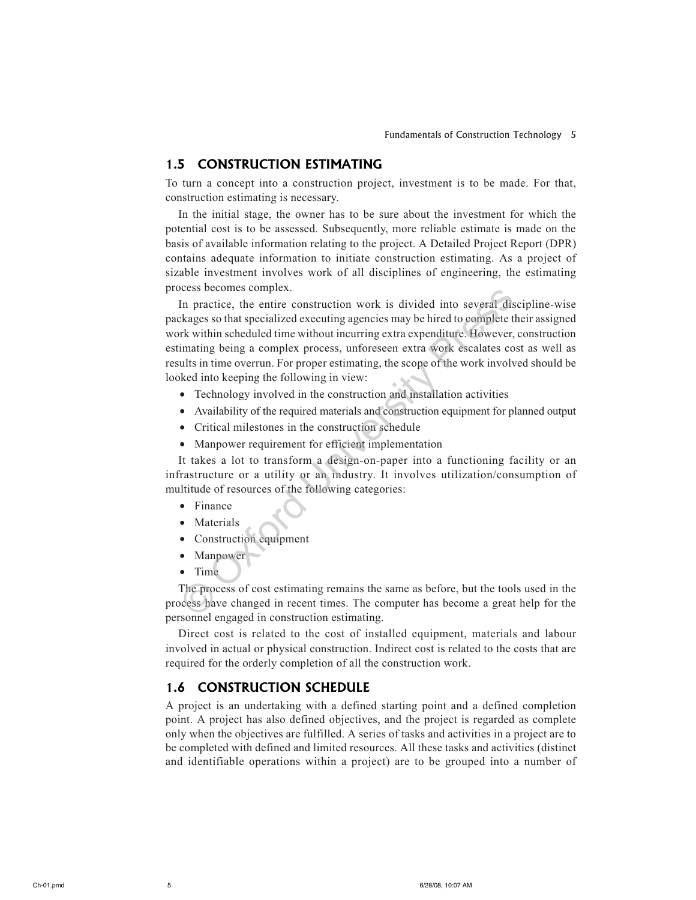## 1.5 CONSTRUCTION ESTIMATING

To turn a concept into a construction project, investment is to be made. For that, construction estimating is necessary.

In the initial stage, the owner has to be sure about the investment for which the potential cost is to be assessed. Subsequently, more reliable estimate is made on the basis of available information relating to the project. A Detailed Project Report (DPR) contains adequate information to initiate construction estimating. As a project of sizable investment involves work of all disciplines of engineering, the estimating process becomes complex.

In practice, the entire construction work is divided into several discipline-wise packages so that specialized executing agencies may be hired to complete their assigned work within scheduled time without incurring extra expenditure. However, construction estimating being a complex process, unforeseen extra work escalates cost as well as results in time overrun. For proper estimating, the scope of the work involved should be looked into keeping the following in view:

- Technology involved in the construction and installation activities
- Availability of the required materials and construction equipment for planned output
- Critical milestones in the construction schedule
- Manpower requirement for efficient implementation

It takes a lot to transform a design-on-paper into a functioning facility or an infrastructure or a utility or an industry. It involves utilization/consumption of multitude of resources of the following categories:

- Finance
- Materials
- Construction equipment
- Manpower
- Time

The process of cost estimating remains the same as before, but the tools used in the process have changed in recent times. The computer has become a great help for the personnel engaged in construction estimating.

Direct cost is related to the cost of installed equipment, materials and labour involved in actual or physical construction. Indirect cost is related to the costs that are required for the orderly completion of all the construction work.

## 1.6 CONSTRUCTION SCHEDULE

A project is an undertaking with a defined starting point and a defined completion point. A project has also defined objectives, and the project is regarded as complete only when the objectives are fulfilled. A series of tasks and activities in a project are to be completed with defined and limited resources. All these tasks and activities (distinct and identifiable operations within a project) are to be grouped into a number of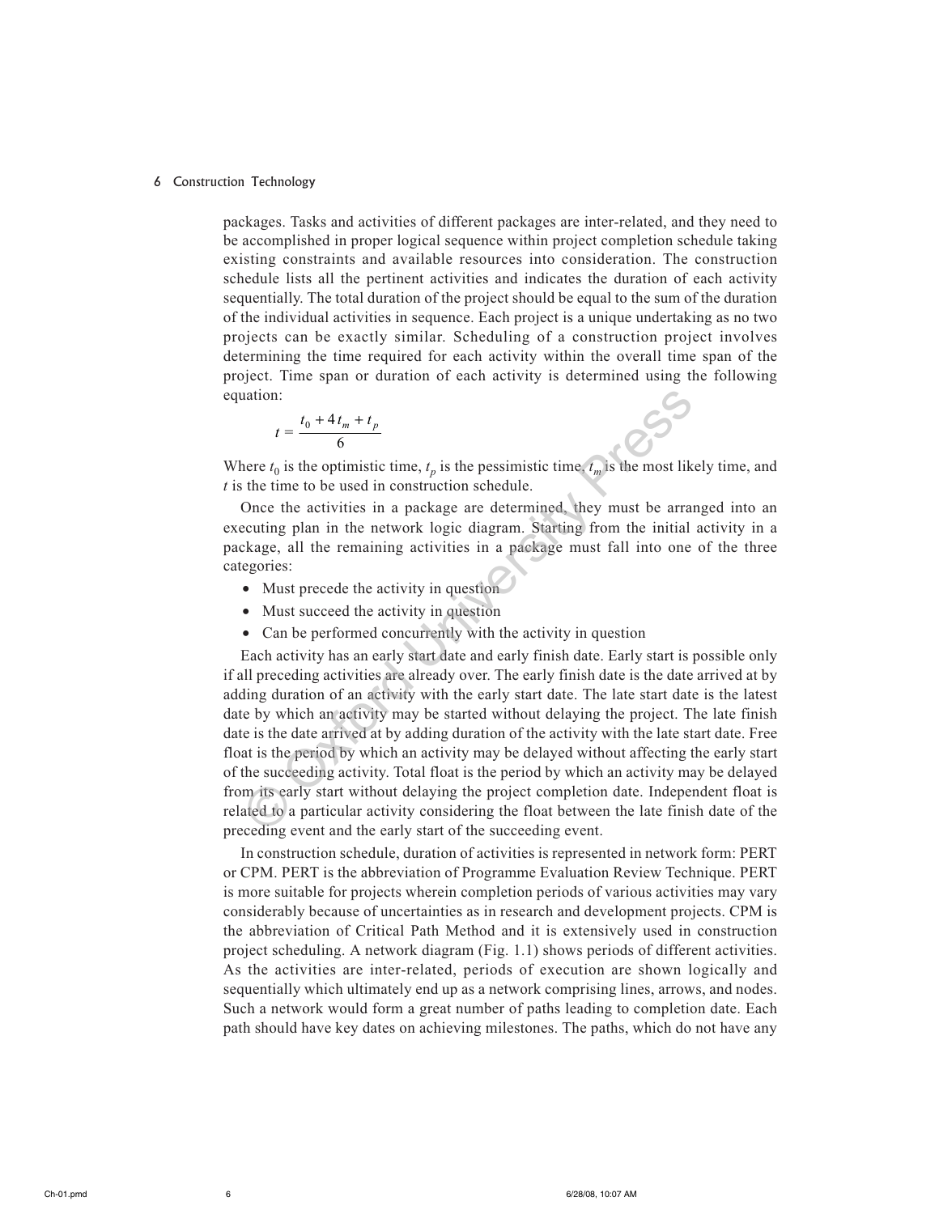packages. Tasks and activities of different packages are inter-related, and they need to be accomplished in proper logical sequence within project completion schedule taking existing constraints and available resources into consideration. The construction schedule lists all the pertinent activities and indicates the duration of each activity sequentially. The total duration of the project should be equal to the sum of the duration of the individual activities in sequence. Each project is a unique undertaking as no two projects can be exactly similar. Scheduling of a construction project involves determining the time required for each activity within the overall time span of the project. Time span or duration of each activity is determined using the following equation:

$$t = \frac{t_0 + 4t_m + t_p}{6}$$

Where $t_0$ is the optimistic time, $t_p$ is the pessimistic time, $t_m$ is the most likely time, and $t$ is the time to be used in construction schedule.

Once the activities in a package are determined, they must be arranged into an executing plan in the network logic diagram. Starting from the initial activity in a package, all the remaining activities in a package must fall into one of the three categories:

- Must precede the activity in question
- Must succeed the activity in question
- Can be performed concurrently with the activity in question

Each activity has an early start date and early finish date. Early start is possible only if all preceding activities are already over. The early finish date is the date arrived at by adding duration of an activity with the early start date. The late start date is the latest date by which an activity may be started without delaying the project. The late finish date is the date arrived at by adding duration of the activity with the late start date. Free float is the period by which an activity may be delayed without affecting the early start of the succeeding activity. Total float is the period by which an activity may be delayed from its early start without delaying the project completion date. Independent float is related to a particular activity considering the float between the late finish date of the preceding event and the early start of the succeeding event.

In construction schedule, duration of activities is represented in network form: PERT or CPM. PERT is the abbreviation of Programme Evaluation Review Technique. PERT is more suitable for projects wherein completion periods of various activities may vary considerably because of uncertainties as in research and development projects. CPM is the abbreviation of Critical Path Method and it is extensively used in construction project scheduling. A network diagram (Fig. 1.1) shows periods of different activities. As the activities are inter-related, periods of execution are shown logically and sequentially which ultimately end up as a network comprising lines, arrows, and nodes. Such a network would form a great number of paths leading to completion date. Each path should have key dates on achieving milestones. The paths, which do not have any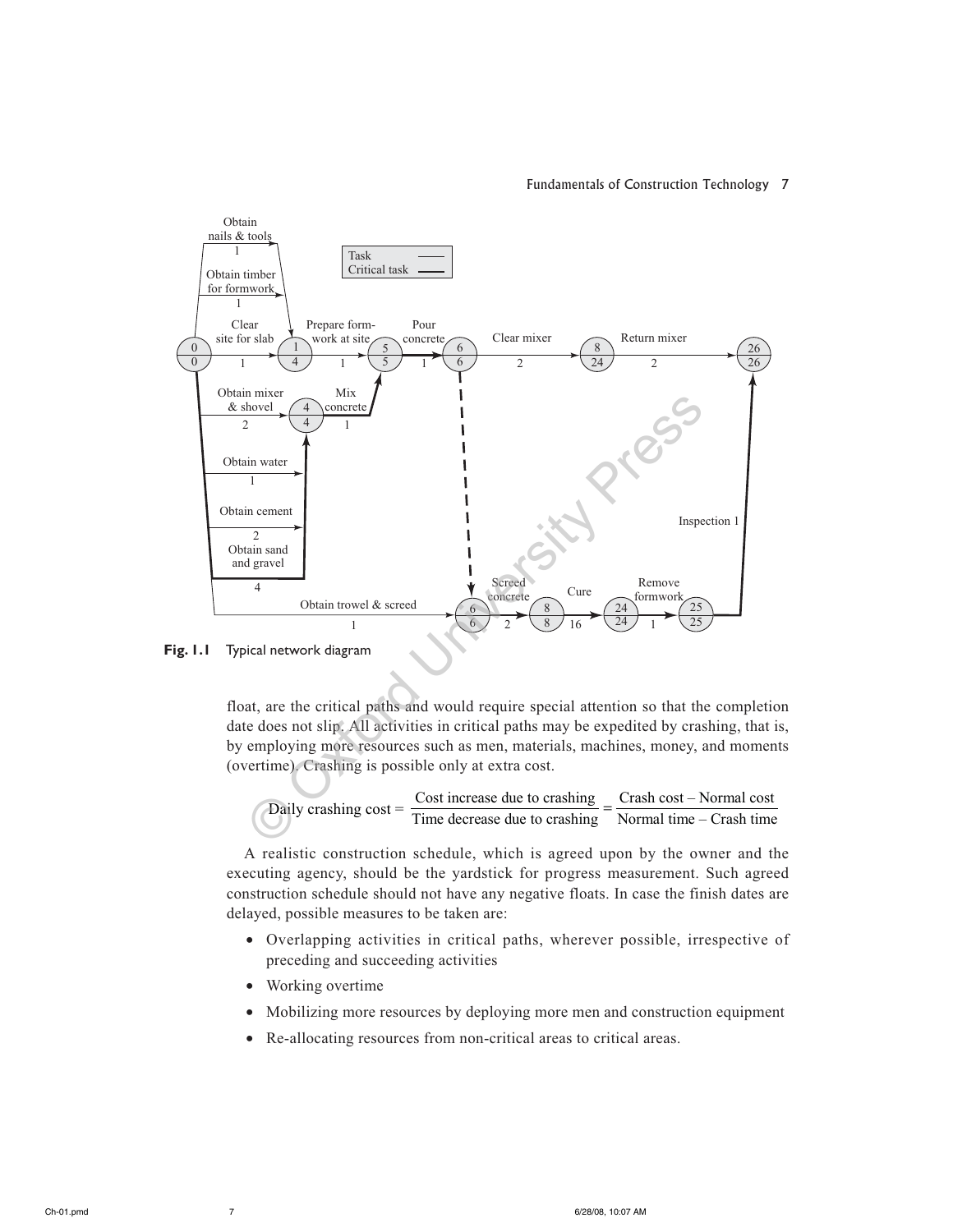Fig. 1.1 Typical network diagram

float, are the critical paths and would require special attention so that the completion date does not slip. All activities in critical paths may be expedited by crashing, that is, by employing more resources such as men, materials, machines, money, and moments (overtime). Crashing is possible only at extra cost.

$$\text{Daily crashing cost} = \frac{\text{Cost increase due to crashing}}{\text{Time decrease due to crashing}} = \frac{\text{Crash cost} - \text{Normal cost}}{\text{Normal time} - \text{Crash time}}$$

A realistic construction schedule, which is agreed upon by the owner and the executing agency, should be the yardstick for progress measurement. Such agreed construction schedule should not have any negative floats. In case the finish dates are delayed, possible measures to be taken are:

- Overlapping activities in critical paths, wherever possible, irrespective of preceding and succeeding activities
- Working overtime
- Mobilizing more resources by deploying more men and construction equipment
- Re-allocating resources from non-critical areas to critical areas.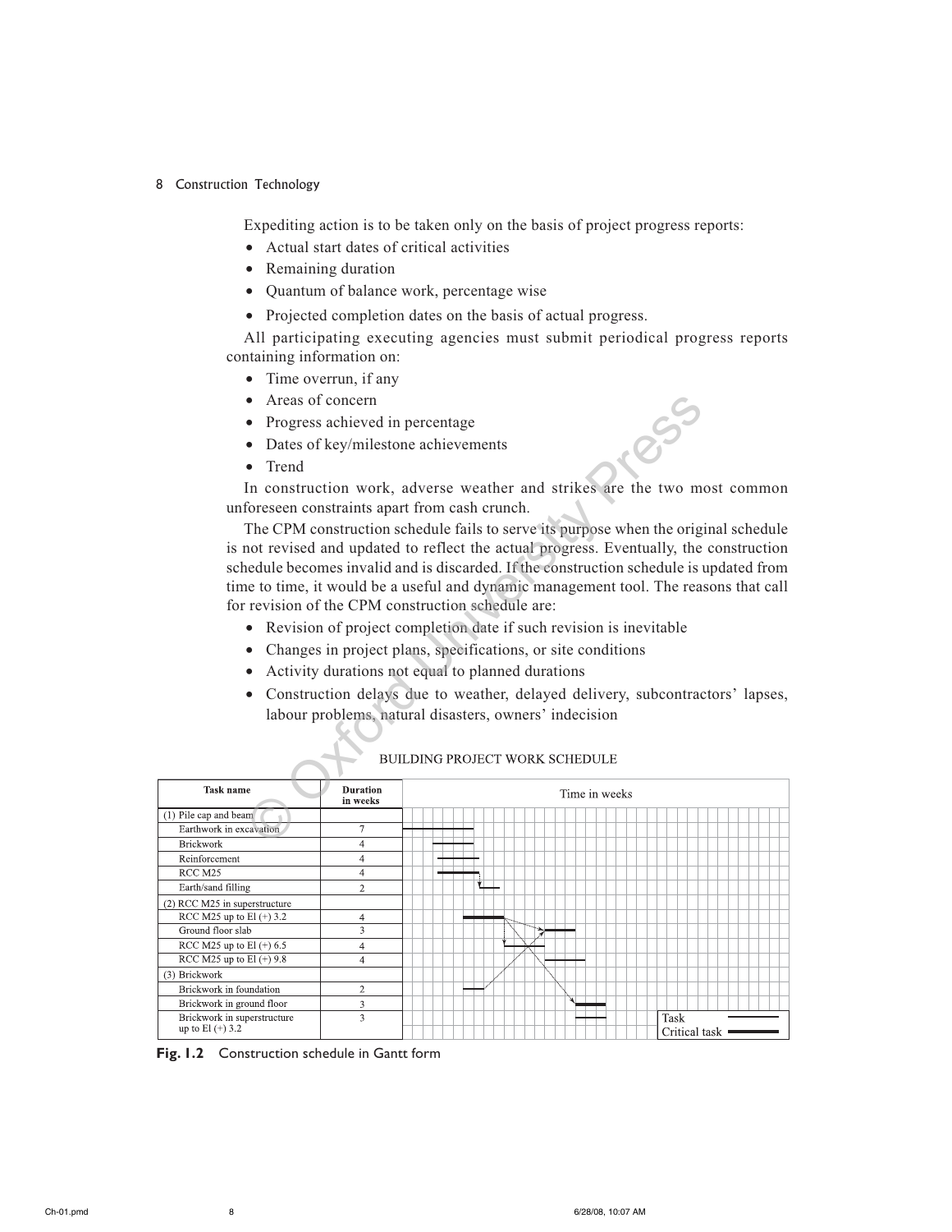Expediting action is to be taken only on the basis of project progress reports:

- Actual start dates of critical activities
- Remaining duration
- Quantum of balance work, percentage wise
- Projected completion dates on the basis of actual progress.

All participating executing agencies must submit periodical progress reports containing information on:

- Time overrun, if any
- Areas of concern
- Progress achieved in percentage
- Dates of key/milestone achievements
- Trend

In construction work, adverse weather and strikes are the two most common unforeseen constraints apart from cash crunch.

The CPM construction schedule fails to serve its purpose when the original schedule is not revised and updated to reflect the actual progress. Eventually, the construction schedule becomes invalid and is discarded. If the construction schedule is updated from time to time, it would be a useful and dynamic management tool. The reasons that call for revision of the CPM construction schedule are:

- Revision of project completion date if such revision is inevitable
- Changes in project plans, specifications, or site conditions
- Activity durations not equal to planned durations
- Construction delays due to weather, delayed delivery, subcontractors' lapses, labour problems, natural disasters, owners' indecision

BUILDING PROJECT WORK SCHEDULE

| Task name | Duration in weeks | Time in weeks |
|---|---|---|
| (1) Pile cap and beam | | |
| Earthwork in excavation | 7 | |
| Brickwork | 4 | |
| Reinforcement | 4 | |
| RCC M25 | 4 | |
| Earth/sand filling | 2 | |
| (2) RCC M25 in superstructure | | |
| RCC M25 up to El (+) 3.2 | 4 | |
| Ground floor slab | 3 | |
| RCC M25 up to El (+) 6.5 | 4 | |
| RCC M25 up to El (+) 9.8 | 4 | |
| (3) Brickwork | | |
| Brickwork in foundation | 2 | |
| Brickwork in ground floor | 3 | |
| Brickwork in superstructure up to El (+) 3.2 | 3 | |

Legend: Task; Critical task

**Fig. 1.2** Construction schedule in Gantt form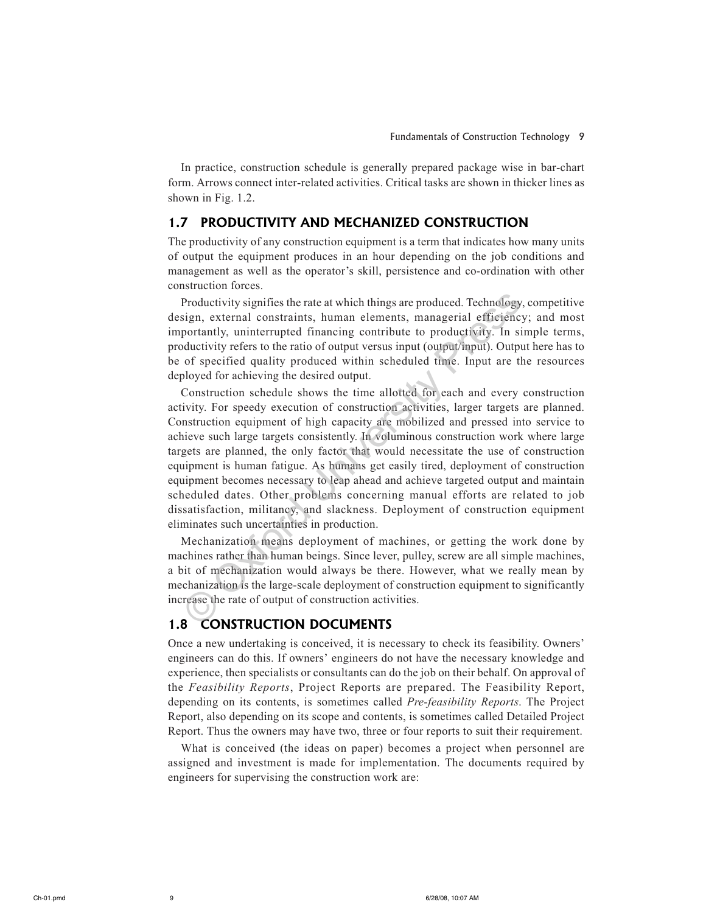In practice, construction schedule is generally prepared package wise in bar-chart form. Arrows connect inter-related activities. Critical tasks are shown in thicker lines as shown in Fig. 1.2.

## 1.7 PRODUCTIVITY AND MECHANIZED CONSTRUCTION

The productivity of any construction equipment is a term that indicates how many units of output the equipment produces in an hour depending on the job conditions and management as well as the operator's skill, persistence and co-ordination with other construction forces.

Productivity signifies the rate at which things are produced. Technology, competitive design, external constraints, human elements, managerial efficiency; and most importantly, uninterrupted financing contribute to productivity. In simple terms, productivity refers to the ratio of output versus input (output/input). Output here has to be of specified quality produced within scheduled time. Input are the resources deployed for achieving the desired output.

Construction schedule shows the time allotted for each and every construction activity. For speedy execution of construction activities, larger targets are planned. Construction equipment of high capacity are mobilized and pressed into service to achieve such large targets consistently. In voluminous construction work where large targets are planned, the only factor that would necessitate the use of construction equipment is human fatigue. As humans get easily tired, deployment of construction equipment becomes necessary to leap ahead and achieve targeted output and maintain scheduled dates. Other problems concerning manual efforts are related to job dissatisfaction, militancy, and slackness. Deployment of construction equipment eliminates such uncertainties in production.

Mechanization means deployment of machines, or getting the work done by machines rather than human beings. Since lever, pulley, screw are all simple machines, a bit of mechanization would always be there. However, what we really mean by mechanization is the large-scale deployment of construction equipment to significantly increase the rate of output of construction activities.

## 1.8 CONSTRUCTION DOCUMENTS

Once a new undertaking is conceived, it is necessary to check its feasibility. Owners' engineers can do this. If owners' engineers do not have the necessary knowledge and experience, then specialists or consultants can do the job on their behalf. On approval of the *Feasibility Reports*, Project Reports are prepared. The Feasibility Report, depending on its contents, is sometimes called *Pre-feasibility Reports*. The Project Report, also depending on its scope and contents, is sometimes called Detailed Project Report. Thus the owners may have two, three or four reports to suit their requirement.

What is conceived (the ideas on paper) becomes a project when personnel are assigned and investment is made for implementation. The documents required by engineers for supervising the construction work are: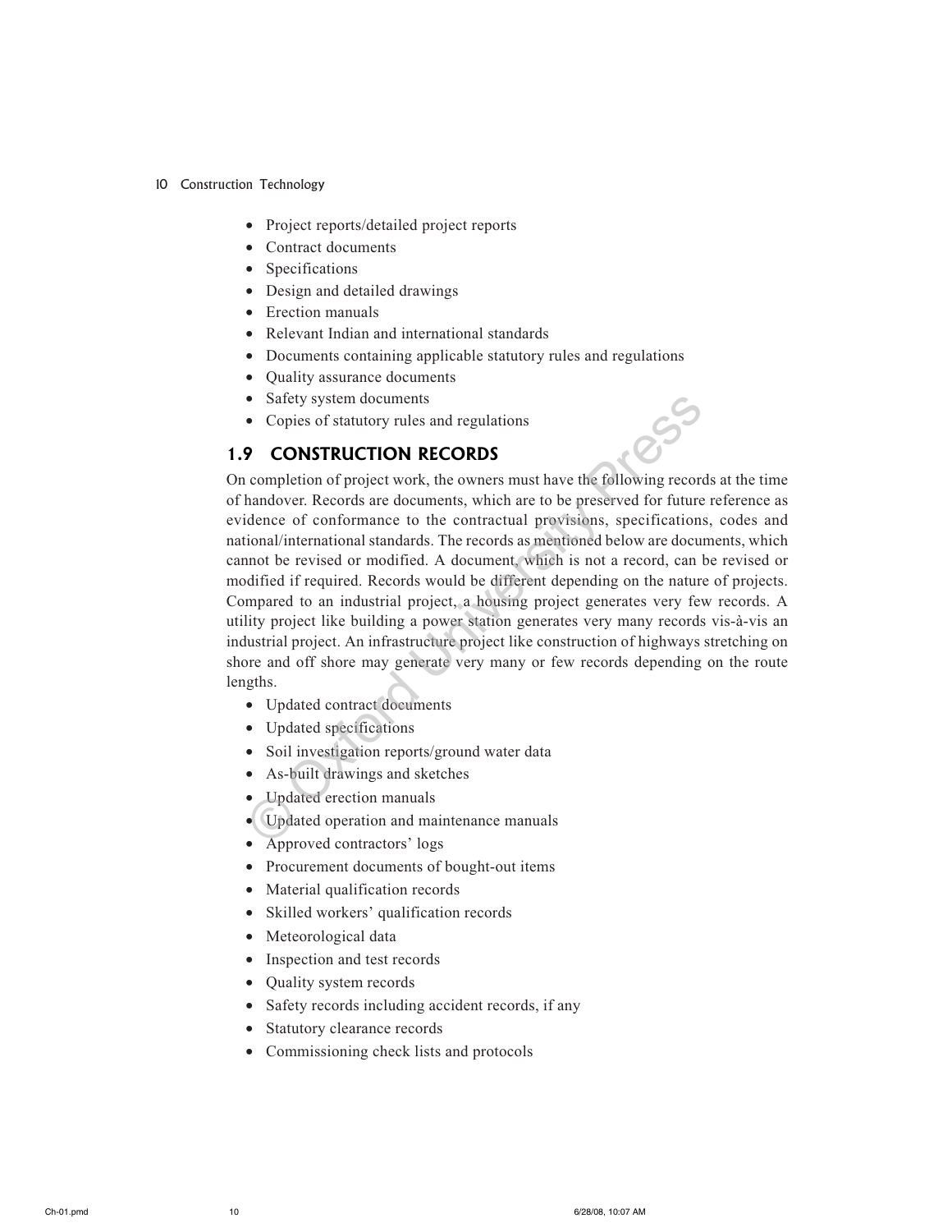- Project reports/detailed project reports
- Contract documents
- Specifications
- Design and detailed drawings
- Erection manuals
- Relevant Indian and international standards
- Documents containing applicable statutory rules and regulations
- Quality assurance documents
- Safety system documents
- Copies of statutory rules and regulations

## 1.9 CONSTRUCTION RECORDS

On completion of project work, the owners must have the following records at the time of handover. Records are documents, which are to be preserved for future reference as evidence of conformance to the contractual provisions, specifications, codes and national/international standards. The records as mentioned below are documents, which cannot be revised or modified. A document, which is not a record, can be revised or modified if required. Records would be different depending on the nature of projects. Compared to an industrial project, a housing project generates very few records. A utility project like building a power station generates very many records vis-à-vis an industrial project. An infrastructure project like construction of highways stretching on shore and off shore may generate very many or few records depending on the route lengths.

- Updated contract documents
- Updated specifications
- Soil investigation reports/ground water data
- As-built drawings and sketches
- Updated erection manuals
- Updated operation and maintenance manuals
- Approved contractors' logs
- Procurement documents of bought-out items
- Material qualification records
- Skilled workers' qualification records
- Meteorological data
- Inspection and test records
- Quality system records
- Safety records including accident records, if any
- Statutory clearance records
- Commissioning check lists and protocols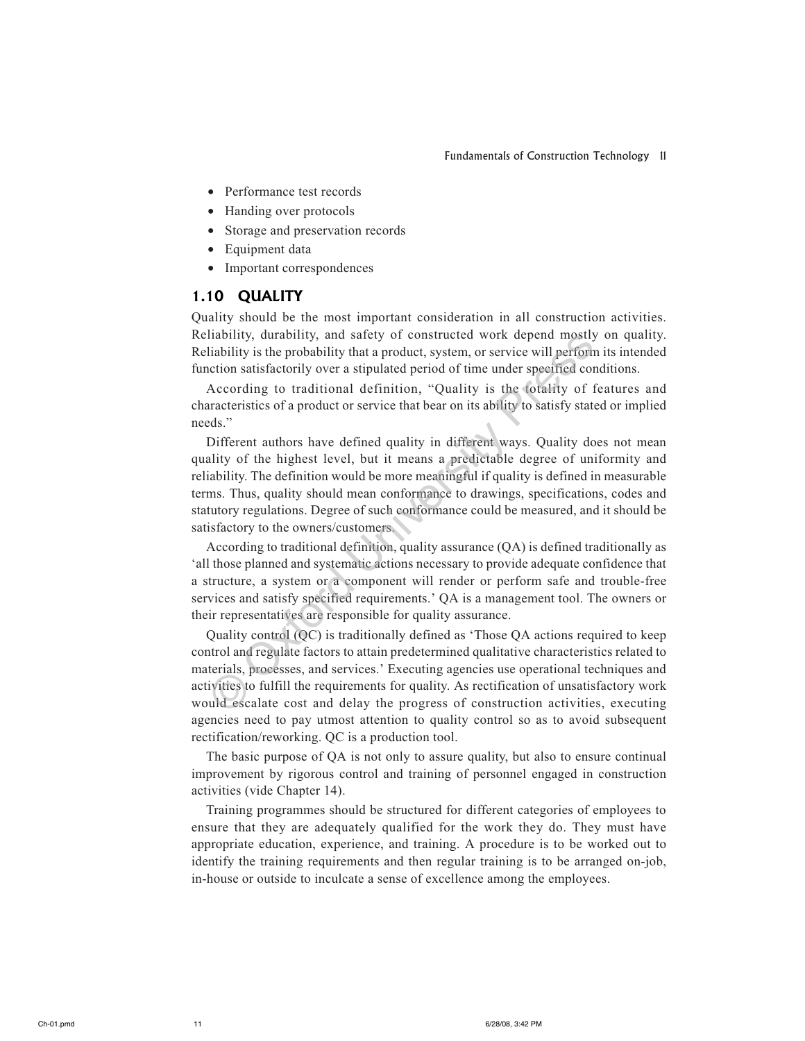- Performance test records
- Handing over protocols
- Storage and preservation records
- Equipment data
- Important correspondences

## 1.10 QUALITY

Quality should be the most important consideration in all construction activities. Reliability, durability, and safety of constructed work depend mostly on quality. Reliability is the probability that a product, system, or service will perform its intended function satisfactorily over a stipulated period of time under specified conditions.

According to traditional definition, "Quality is the totality of features and characteristics of a product or service that bear on its ability to satisfy stated or implied needs."

Different authors have defined quality in different ways. Quality does not mean quality of the highest level, but it means a predictable degree of uniformity and reliability. The definition would be more meaningful if quality is defined in measurable terms. Thus, quality should mean conformance to drawings, specifications, codes and statutory regulations. Degree of such conformance could be measured, and it should be satisfactory to the owners/customers.

According to traditional definition, quality assurance (QA) is defined traditionally as 'all those planned and systematic actions necessary to provide adequate confidence that a structure, a system or a component will render or perform safe and trouble-free services and satisfy specified requirements.' QA is a management tool. The owners or their representatives are responsible for quality assurance.

Quality control (QC) is traditionally defined as 'Those QA actions required to keep control and regulate factors to attain predetermined qualitative characteristics related to materials, processes, and services.' Executing agencies use operational techniques and activities to fulfill the requirements for quality. As rectification of unsatisfactory work would escalate cost and delay the progress of construction activities, executing agencies need to pay utmost attention to quality control so as to avoid subsequent rectification/reworking. QC is a production tool.

The basic purpose of QA is not only to assure quality, but also to ensure continual improvement by rigorous control and training of personnel engaged in construction activities (vide Chapter 14).

Training programmes should be structured for different categories of employees to ensure that they are adequately qualified for the work they do. They must have appropriate education, experience, and training. A procedure is to be worked out to identify the training requirements and then regular training is to be arranged on-job, in-house or outside to inculcate a sense of excellence among the employees.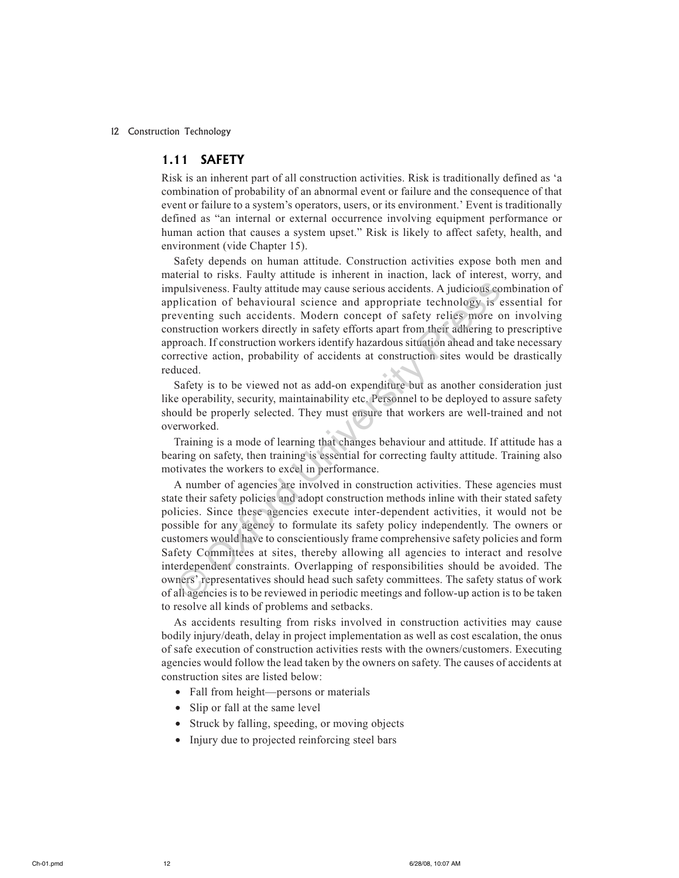## 1.11 SAFETY

Risk is an inherent part of all construction activities. Risk is traditionally defined as 'a combination of probability of an abnormal event or failure and the consequence of that event or failure to a system's operators, users, or its environment.' Event is traditionally defined as "an internal or external occurrence involving equipment performance or human action that causes a system upset." Risk is likely to affect safety, health, and environment (vide Chapter 15).

Safety depends on human attitude. Construction activities expose both men and material to risks. Faulty attitude is inherent in inaction, lack of interest, worry, and impulsiveness. Faulty attitude may cause serious accidents. A judicious combination of application of behavioural science and appropriate technology is essential for preventing such accidents. Modern concept of safety relies more on involving construction workers directly in safety efforts apart from their adhering to prescriptive approach. If construction workers identify hazardous situation ahead and take necessary corrective action, probability of accidents at construction sites would be drastically reduced.

Safety is to be viewed not as add-on expenditure but as another consideration just like operability, security, maintainability etc. Personnel to be deployed to assure safety should be properly selected. They must ensure that workers are well-trained and not overworked.

Training is a mode of learning that changes behaviour and attitude. If attitude has a bearing on safety, then training is essential for correcting faulty attitude. Training also motivates the workers to excel in performance.

A number of agencies are involved in construction activities. These agencies must state their safety policies and adopt construction methods inline with their stated safety policies. Since these agencies execute inter-dependent activities, it would not be possible for any agency to formulate its safety policy independently. The owners or customers would have to conscientiously frame comprehensive safety policies and form Safety Committees at sites, thereby allowing all agencies to interact and resolve interdependent constraints. Overlapping of responsibilities should be avoided. The owners' representatives should head such safety committees. The safety status of work of all agencies is to be reviewed in periodic meetings and follow-up action is to be taken to resolve all kinds of problems and setbacks.

As accidents resulting from risks involved in construction activities may cause bodily injury/death, delay in project implementation as well as cost escalation, the onus of safe execution of construction activities rests with the owners/customers. Executing agencies would follow the lead taken by the owners on safety. The causes of accidents at construction sites are listed below:

- Fall from height—persons or materials
- Slip or fall at the same level
- Struck by falling, speeding, or moving objects
- Injury due to projected reinforcing steel bars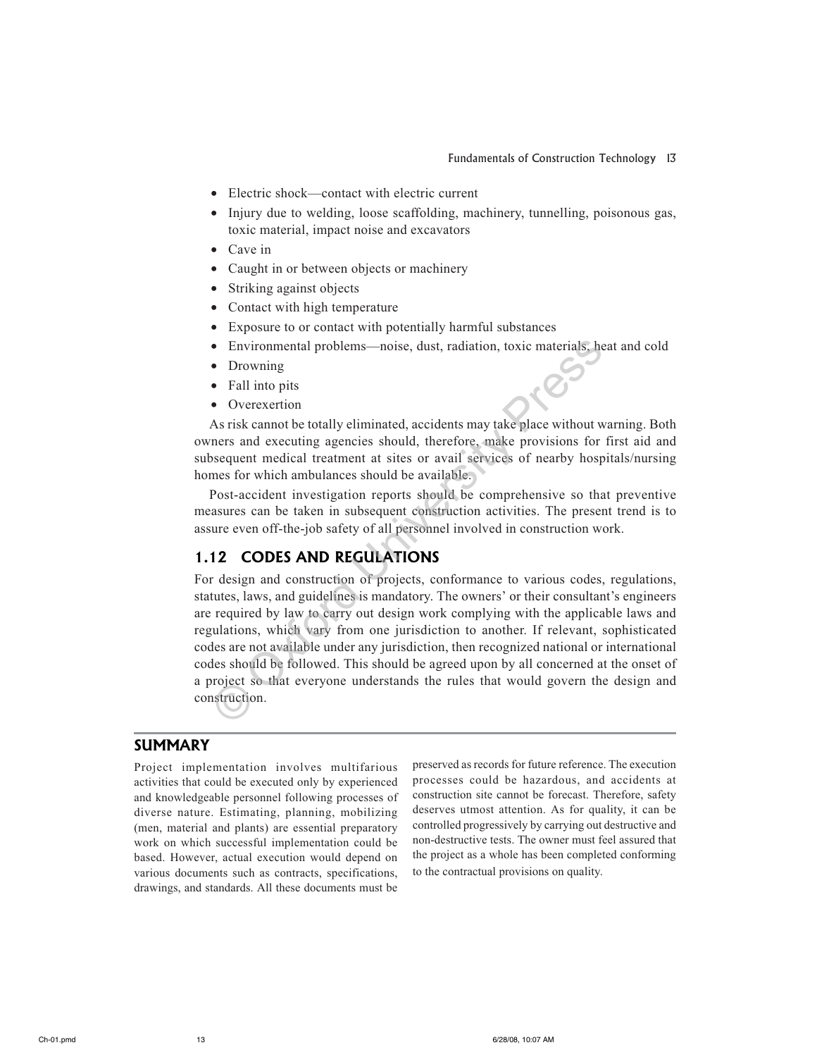- Electric shock—contact with electric current
- Injury due to welding, loose scaffolding, machinery, tunnelling, poisonous gas, toxic material, impact noise and excavators
- Cave in
- Caught in or between objects or machinery
- Striking against objects
- Contact with high temperature
- Exposure to or contact with potentially harmful substances
- Environmental problems—noise, dust, radiation, toxic materials, heat and cold
- Drowning
- Fall into pits
- Overexertion

As risk cannot be totally eliminated, accidents may take place without warning. Both owners and executing agencies should, therefore, make provisions for first aid and subsequent medical treatment at sites or avail services of nearby hospitals/nursing homes for which ambulances should be available.

Post-accident investigation reports should be comprehensive so that preventive measures can be taken in subsequent construction activities. The present trend is to assure even off-the-job safety of all personnel involved in construction work.

## 1.12 CODES AND REGULATIONS

For design and construction of projects, conformance to various codes, regulations, statutes, laws, and guidelines is mandatory. The owners' or their consultant's engineers are required by law to carry out design work complying with the applicable laws and regulations, which vary from one jurisdiction to another. If relevant, sophisticated codes are not available under any jurisdiction, then recognized national or international codes should be followed. This should be agreed upon by all concerned at the onset of a project so that everyone understands the rules that would govern the design and construction.

## SUMMARY

Project implementation involves multifarious activities that could be executed only by experienced and knowledgeable personnel following processes of diverse nature. Estimating, planning, mobilizing (men, material and plants) are essential preparatory work on which successful implementation could be based. However, actual execution would depend on various documents such as contracts, specifications, drawings, and standards. All these documents must be preserved as records for future reference. The execution processes could be hazardous, and accidents at construction site cannot be forecast. Therefore, safety deserves utmost attention. As for quality, it can be controlled progressively by carrying out destructive and non-destructive tests. The owner must feel assured that the project as a whole has been completed conforming to the contractual provisions on quality.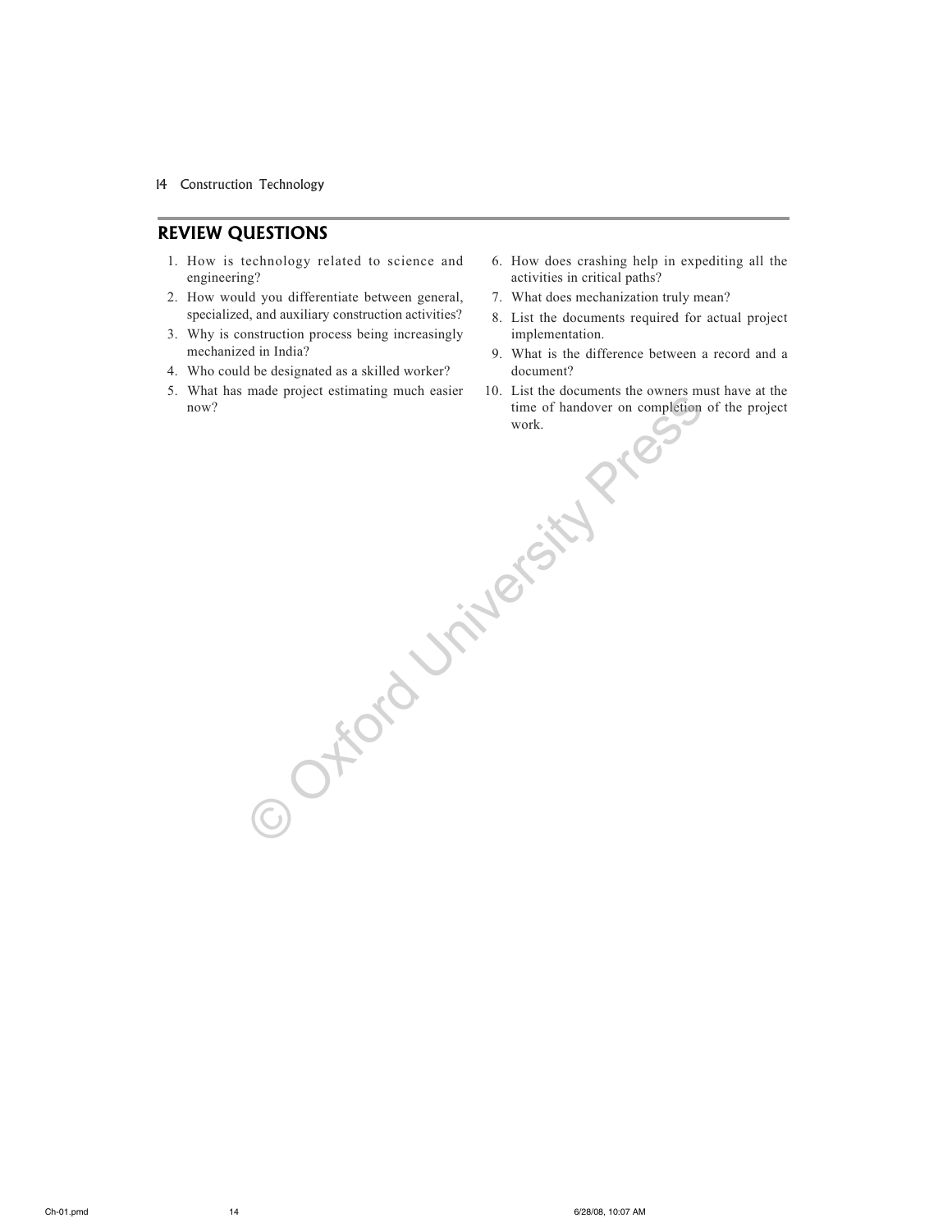## REVIEW QUESTIONS

1. How is technology related to science and engineering?
2. How would you differentiate between general, specialized, and auxiliary construction activities?
3. Why is construction process being increasingly mechanized in India?
4. Who could be designated as a skilled worker?
5. What has made project estimating much easier now?
6. How does crashing help in expediting all the activities in critical paths?
7. What does mechanization truly mean?
8. List the documents required for actual project implementation.
9. What is the difference between a record and a document?
10. List the documents the owners must have at the time of handover on completion of the project work.